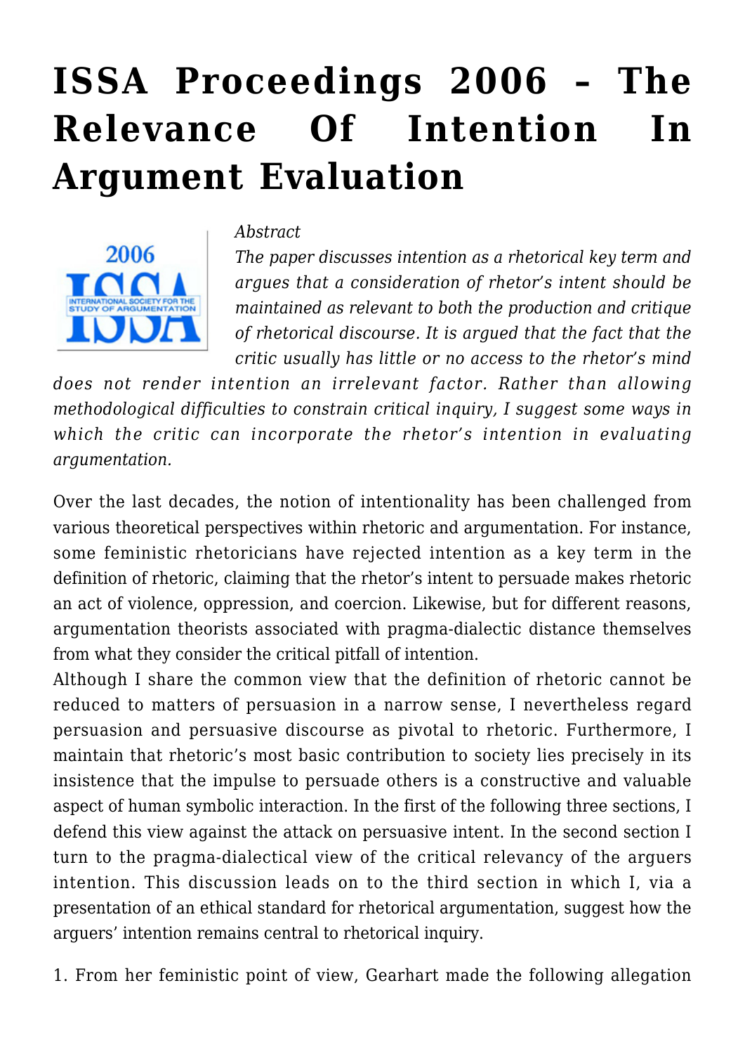# ISSA Proceedings 2006 – The Relevance Of Intention In Argument Evaluation

*Abstract*

*The paper discusses intention as a rhetorical key term and argues that a consideration of rhetor's intent should be maintained as relevant to both the production and critique of rhetorical discourse. It is argued that the fact that the critic usually has little or no access to the rhetor's mind does not render intention an irrelevant factor. Rather than allowing methodological difficulties to constrain critical inquiry, I suggest some ways in which the critic can incorporate the rhetor's intention in evaluating argumentation.*

Over the last decades, the notion of intentionality has been challenged from various theoretical perspectives within rhetoric and argumentation. For instance, some feministic rhetoricians have rejected intention as a key term in the definition of rhetoric, claiming that the rhetor's intent to persuade makes rhetoric an act of violence, oppression, and coercion. Likewise, but for different reasons, argumentation theorists associated with pragma-dialectic distance themselves from what they consider the critical pitfall of intention.

Although I share the common view that the definition of rhetoric cannot be reduced to matters of persuasion in a narrow sense, I nevertheless regard persuasion and persuasive discourse as pivotal to rhetoric. Furthermore, I maintain that rhetoric's most basic contribution to society lies precisely in its insistence that the impulse to persuade others is a constructive and valuable aspect of human symbolic interaction. In the first of the following three sections, I defend this view against the attack on persuasive intent. In the second section I turn to the pragma-dialectical view of the critical relevancy of the arguers intention. This discussion leads on to the third section in which I, via a presentation of an ethical standard for rhetorical argumentation, suggest how the arguers' intention remains central to rhetorical inquiry.

1. From her feministic point of view, Gearhart made the following allegation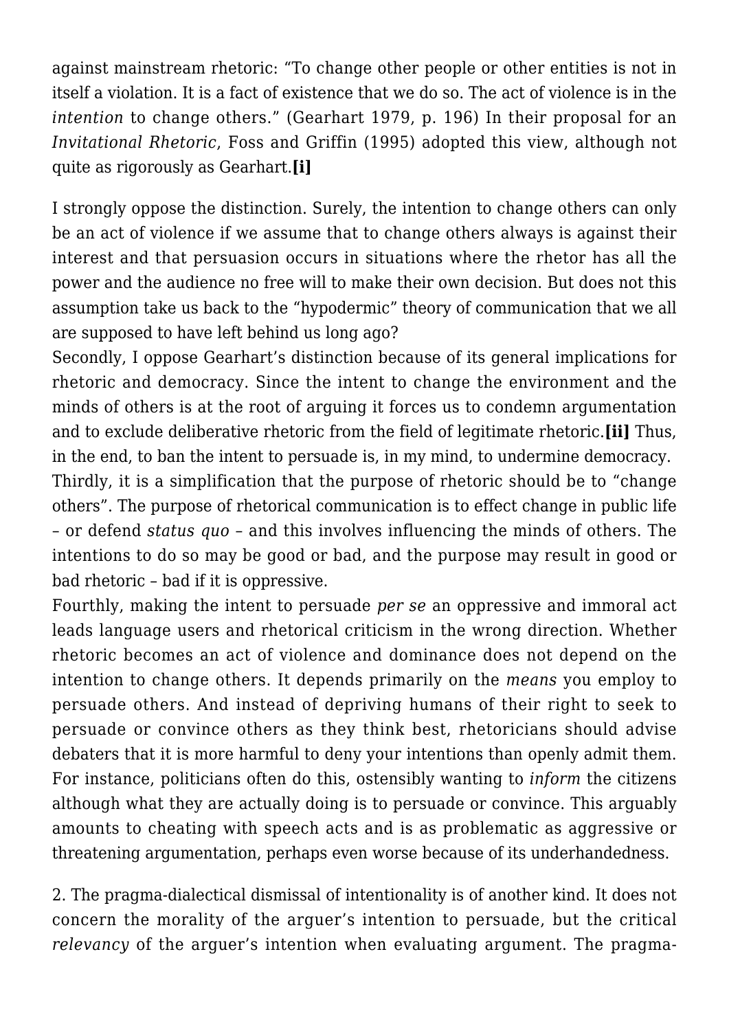against mainstream rhetoric: "To change other people or other entities is not in itself a violation. It is a fact of existence that we do so. The act of violence is in the *intention* to change others." (Gearhart 1979, p. 196) In their proposal for an *Invitational Rhetoric*, Foss and Griffin (1995) adopted this view, although not quite as rigorously as Gearhart.**[i]**

I strongly oppose the distinction. Surely, the intention to change others can only be an act of violence if we assume that to change others always is against their interest and that persuasion occurs in situations where the rhetor has all the power and the audience no free will to make their own decision. But does not this assumption take us back to the "hypodermic" theory of communication that we all are supposed to have left behind us long ago?

Secondly, I oppose Gearhart's distinction because of its general implications for rhetoric and democracy. Since the intent to change the environment and the minds of others is at the root of arguing it forces us to condemn argumentation and to exclude deliberative rhetoric from the field of legitimate rhetoric.**[ii]** Thus, in the end, to ban the intent to persuade is, in my mind, to undermine democracy.

Thirdly, it is a simplification that the purpose of rhetoric should be to "change others". The purpose of rhetorical communication is to effect change in public life – or defend *status quo* – and this involves influencing the minds of others. The intentions to do so may be good or bad, and the purpose may result in good or bad rhetoric – bad if it is oppressive.

Fourthly, making the intent to persuade *per se* an oppressive and immoral act leads language users and rhetorical criticism in the wrong direction. Whether rhetoric becomes an act of violence and dominance does not depend on the intention to change others. It depends primarily on the *means* you employ to persuade others. And instead of depriving humans of their right to seek to persuade or convince others as they think best, rhetoricians should advise debaters that it is more harmful to deny your intentions than openly admit them. For instance, politicians often do this, ostensibly wanting to *inform* the citizens although what they are actually doing is to persuade or convince. This arguably amounts to cheating with speech acts and is as problematic as aggressive or threatening argumentation, perhaps even worse because of its underhandedness.

2. The pragma-dialectical dismissal of intentionality is of another kind. It does not concern the morality of the arguer's intention to persuade, but the critical *relevancy* of the arguer's intention when evaluating argument. The pragma-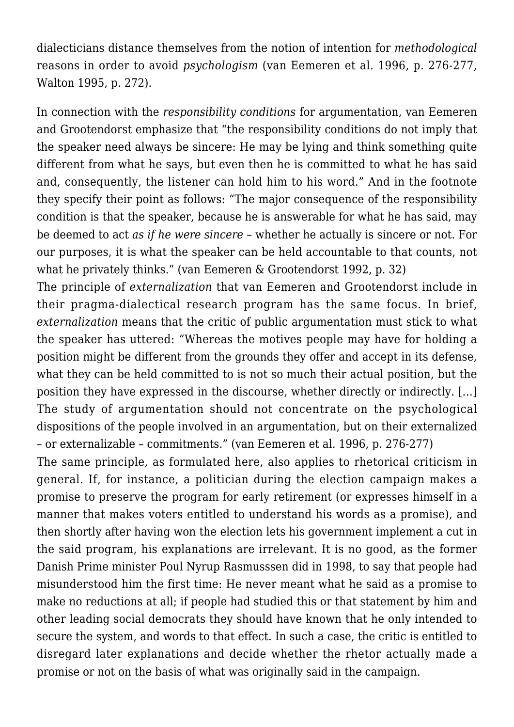dialecticians distance themselves from the notion of intention for *methodological* reasons in order to avoid *psychologism* (van Eemeren et al. 1996, p. 276-277, Walton 1995, p. 272).

In connection with the *responsibility conditions* for argumentation, van Eemeren and Grootendorst emphasize that "the responsibility conditions do not imply that the speaker need always be sincere: He may be lying and think something quite different from what he says, but even then he is committed to what he has said and, consequently, the listener can hold him to his word." And in the footnote they specify their point as follows: "The major consequence of the responsibility condition is that the speaker, because he is answerable for what he has said, may be deemed to act *as if he were sincere* – whether he actually is sincere or not. For our purposes, it is what the speaker can be held accountable to that counts, not what he privately thinks." (van Eemeren & Grootendorst 1992, p. 32)

The principle of *externalization* that van Eemeren and Grootendorst include in their pragma-dialectical research program has the same focus. In brief, *externalization* means that the critic of public argumentation must stick to what the speaker has uttered: "Whereas the motives people may have for holding a position might be different from the grounds they offer and accept in its defense, what they can be held committed to is not so much their actual position, but the position they have expressed in the discourse, whether directly or indirectly. […] The study of argumentation should not concentrate on the psychological dispositions of the people involved in an argumentation, but on their externalized – or externalizable – commitments." (van Eemeren et al. 1996, p. 276-277)

The same principle, as formulated here, also applies to rhetorical criticism in general. If, for instance, a politician during the election campaign makes a promise to preserve the program for early retirement (or expresses himself in a manner that makes voters entitled to understand his words as a promise), and then shortly after having won the election lets his government implement a cut in the said program, his explanations are irrelevant. It is no good, as the former Danish Prime minister Poul Nyrup Rasmusssen did in 1998, to say that people had misunderstood him the first time: He never meant what he said as a promise to make no reductions at all; if people had studied this or that statement by him and other leading social democrats they should have known that he only intended to secure the system, and words to that effect. In such a case, the critic is entitled to disregard later explanations and decide whether the rhetor actually made a promise or not on the basis of what was originally said in the campaign.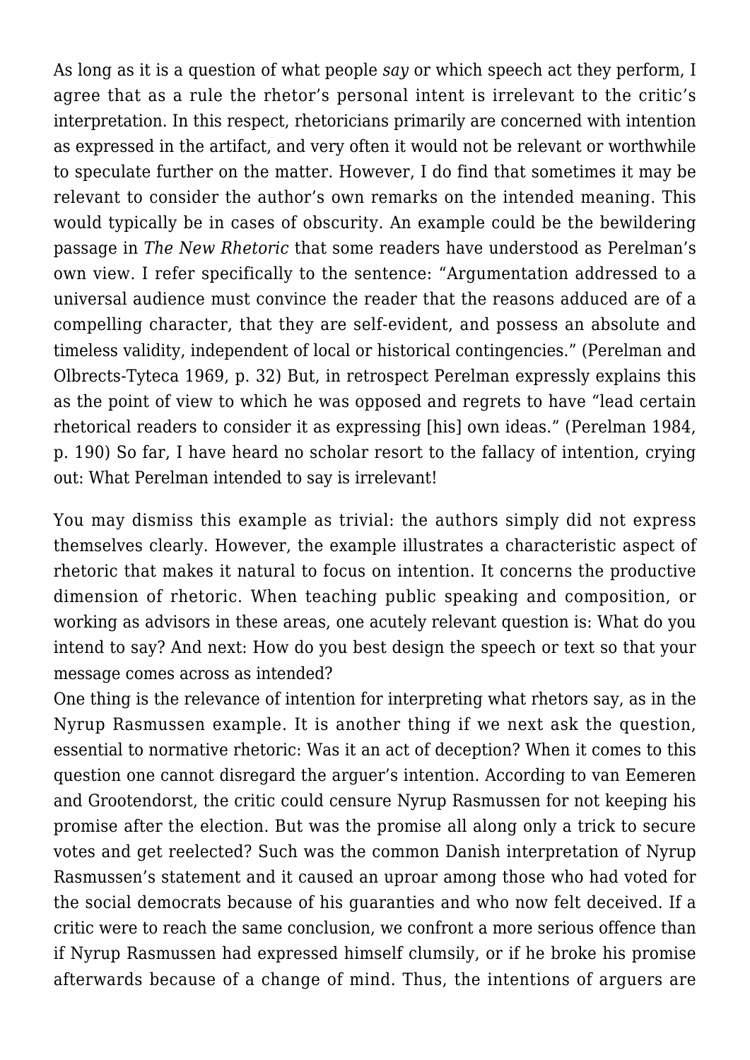As long as it is a question of what people *say* or which speech act they perform, I agree that as a rule the rhetor's personal intent is irrelevant to the critic's interpretation. In this respect, rhetoricians primarily are concerned with intention as expressed in the artifact, and very often it would not be relevant or worthwhile to speculate further on the matter. However, I do find that sometimes it may be relevant to consider the author's own remarks on the intended meaning. This would typically be in cases of obscurity. An example could be the bewildering passage in *The New Rhetoric* that some readers have understood as Perelman's own view. I refer specifically to the sentence: "Argumentation addressed to a universal audience must convince the reader that the reasons adduced are of a compelling character, that they are self-evident, and possess an absolute and timeless validity, independent of local or historical contingencies." (Perelman and Olbrects-Tyteca 1969, p. 32) But, in retrospect Perelman expressly explains this as the point of view to which he was opposed and regrets to have "lead certain rhetorical readers to consider it as expressing [his] own ideas." (Perelman 1984, p. 190) So far, I have heard no scholar resort to the fallacy of intention, crying out: What Perelman intended to say is irrelevant!

You may dismiss this example as trivial: the authors simply did not express themselves clearly. However, the example illustrates a characteristic aspect of rhetoric that makes it natural to focus on intention. It concerns the productive dimension of rhetoric. When teaching public speaking and composition, or working as advisors in these areas, one acutely relevant question is: What do you intend to say? And next: How do you best design the speech or text so that your message comes across as intended?

One thing is the relevance of intention for interpreting what rhetors say, as in the Nyrup Rasmussen example. It is another thing if we next ask the question, essential to normative rhetoric: Was it an act of deception? When it comes to this question one cannot disregard the arguer's intention. According to van Eemeren and Grootendorst, the critic could censure Nyrup Rasmussen for not keeping his promise after the election. But was the promise all along only a trick to secure votes and get reelected? Such was the common Danish interpretation of Nyrup Rasmussen's statement and it caused an uproar among those who had voted for the social democrats because of his guaranties and who now felt deceived. If a critic were to reach the same conclusion, we confront a more serious offence than if Nyrup Rasmussen had expressed himself clumsily, or if he broke his promise afterwards because of a change of mind. Thus, the intentions of arguers are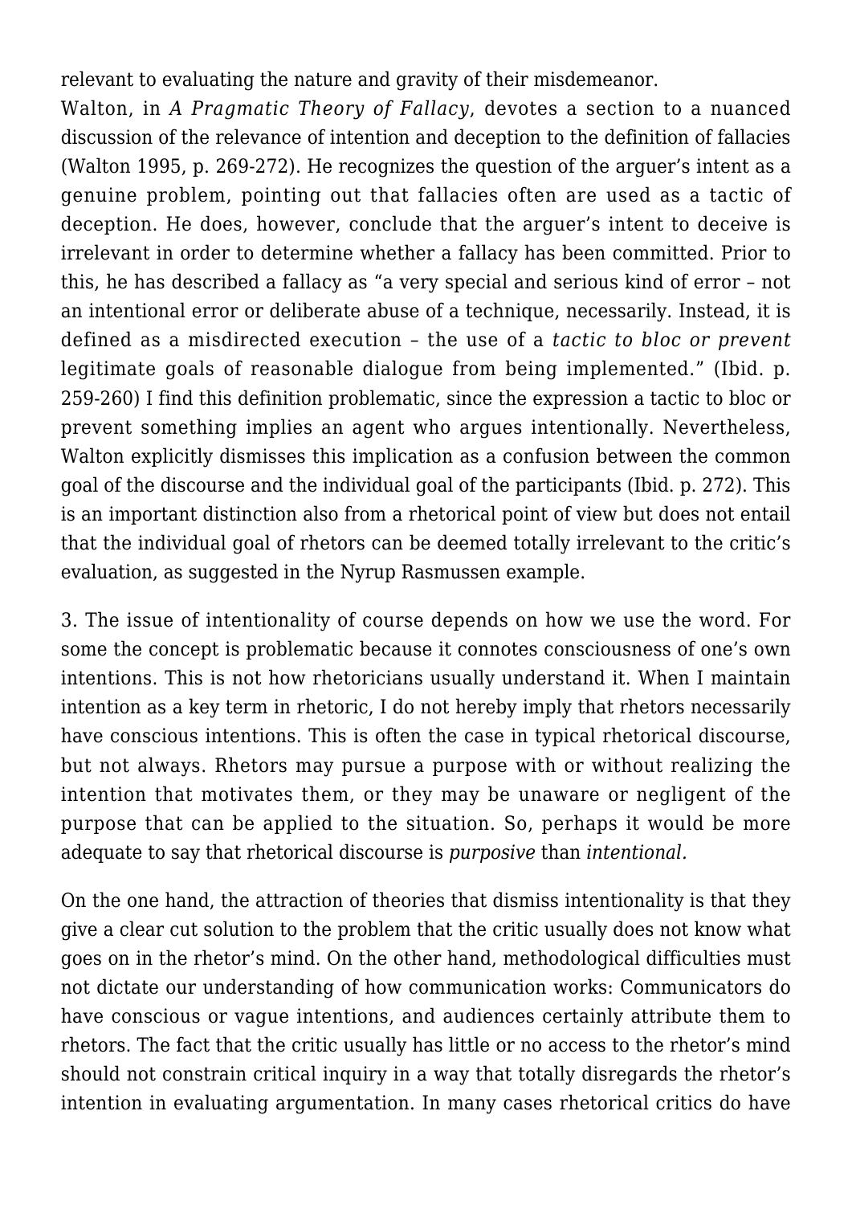relevant to evaluating the nature and gravity of their misdemeanor.

Walton, in *A Pragmatic Theory of Fallacy*, devotes a section to a nuanced discussion of the relevance of intention and deception to the definition of fallacies (Walton 1995, p. 269-272). He recognizes the question of the arguer's intent as a genuine problem, pointing out that fallacies often are used as a tactic of deception. He does, however, conclude that the arguer's intent to deceive is irrelevant in order to determine whether a fallacy has been committed. Prior to this, he has described a fallacy as "a very special and serious kind of error – not an intentional error or deliberate abuse of a technique, necessarily. Instead, it is defined as a misdirected execution – the use of a *tactic to bloc or prevent* legitimate goals of reasonable dialogue from being implemented." (Ibid. p. 259-260) I find this definition problematic, since the expression a tactic to bloc or prevent something implies an agent who argues intentionally. Nevertheless, Walton explicitly dismisses this implication as a confusion between the common goal of the discourse and the individual goal of the participants (Ibid. p. 272). This is an important distinction also from a rhetorical point of view but does not entail that the individual goal of rhetors can be deemed totally irrelevant to the critic's evaluation, as suggested in the Nyrup Rasmussen example.

3. The issue of intentionality of course depends on how we use the word. For some the concept is problematic because it connotes consciousness of one's own intentions. This is not how rhetoricians usually understand it. When I maintain intention as a key term in rhetoric, I do not hereby imply that rhetors necessarily have conscious intentions. This is often the case in typical rhetorical discourse, but not always. Rhetors may pursue a purpose with or without realizing the intention that motivates them, or they may be unaware or negligent of the purpose that can be applied to the situation. So, perhaps it would be more adequate to say that rhetorical discourse is *purposive* than *intentional.*

On the one hand, the attraction of theories that dismiss intentionality is that they give a clear cut solution to the problem that the critic usually does not know what goes on in the rhetor's mind. On the other hand, methodological difficulties must not dictate our understanding of how communication works: Communicators do have conscious or vague intentions, and audiences certainly attribute them to rhetors. The fact that the critic usually has little or no access to the rhetor's mind should not constrain critical inquiry in a way that totally disregards the rhetor's intention in evaluating argumentation. In many cases rhetorical critics do have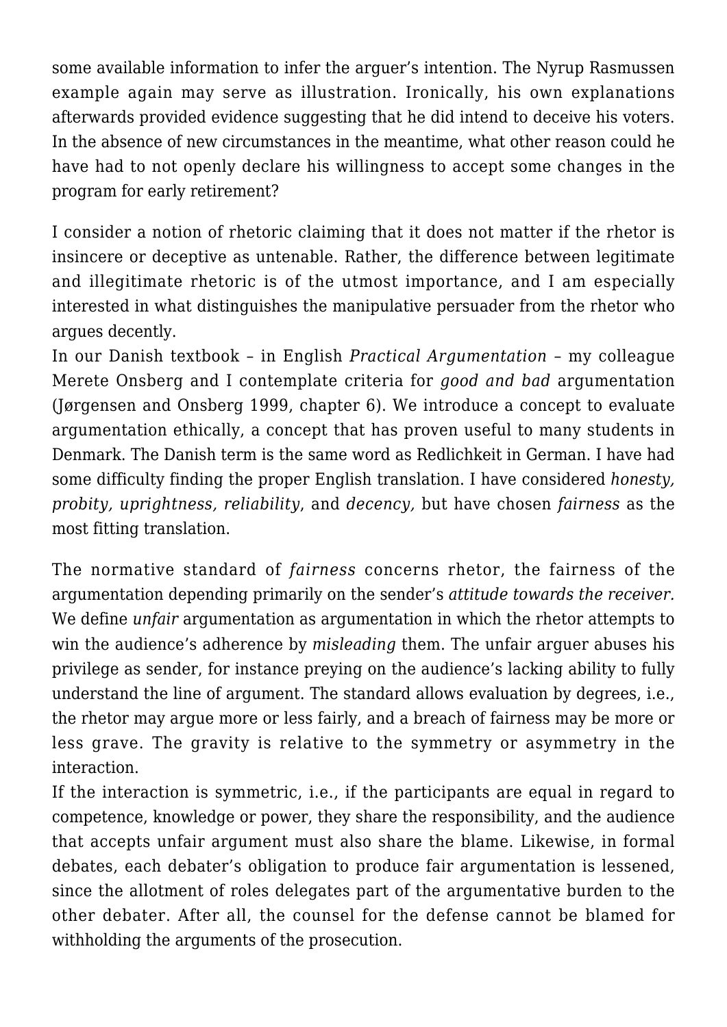some available information to infer the arguer's intention. The Nyrup Rasmussen example again may serve as illustration. Ironically, his own explanations afterwards provided evidence suggesting that he did intend to deceive his voters. In the absence of new circumstances in the meantime, what other reason could he have had to not openly declare his willingness to accept some changes in the program for early retirement?

I consider a notion of rhetoric claiming that it does not matter if the rhetor is insincere or deceptive as untenable. Rather, the difference between legitimate and illegitimate rhetoric is of the utmost importance, and I am especially interested in what distinguishes the manipulative persuader from the rhetor who argues decently.

In our Danish textbook – in English *Practical Argumentation* – my colleague Merete Onsberg and I contemplate criteria for *good and bad* argumentation (Jørgensen and Onsberg 1999, chapter 6). We introduce a concept to evaluate argumentation ethically, a concept that has proven useful to many students in Denmark. The Danish term is the same word as Redlichkeit in German. I have had some difficulty finding the proper English translation. I have considered *honesty, probity, uprightness, reliability*, and *decency,* but have chosen *fairness* as the most fitting translation.

The normative standard of *fairness* concerns rhetor, the fairness of the argumentation depending primarily on the sender's *attitude towards the receiver.* We define *unfair* argumentation as argumentation in which the rhetor attempts to win the audience's adherence by *misleading* them. The unfair arguer abuses his privilege as sender, for instance preying on the audience's lacking ability to fully understand the line of argument. The standard allows evaluation by degrees, i.e., the rhetor may argue more or less fairly, and a breach of fairness may be more or less grave. The gravity is relative to the symmetry or asymmetry in the interaction.

If the interaction is symmetric, i.e., if the participants are equal in regard to competence, knowledge or power, they share the responsibility, and the audience that accepts unfair argument must also share the blame. Likewise, in formal debates, each debater's obligation to produce fair argumentation is lessened, since the allotment of roles delegates part of the argumentative burden to the other debater. After all, the counsel for the defense cannot be blamed for withholding the arguments of the prosecution.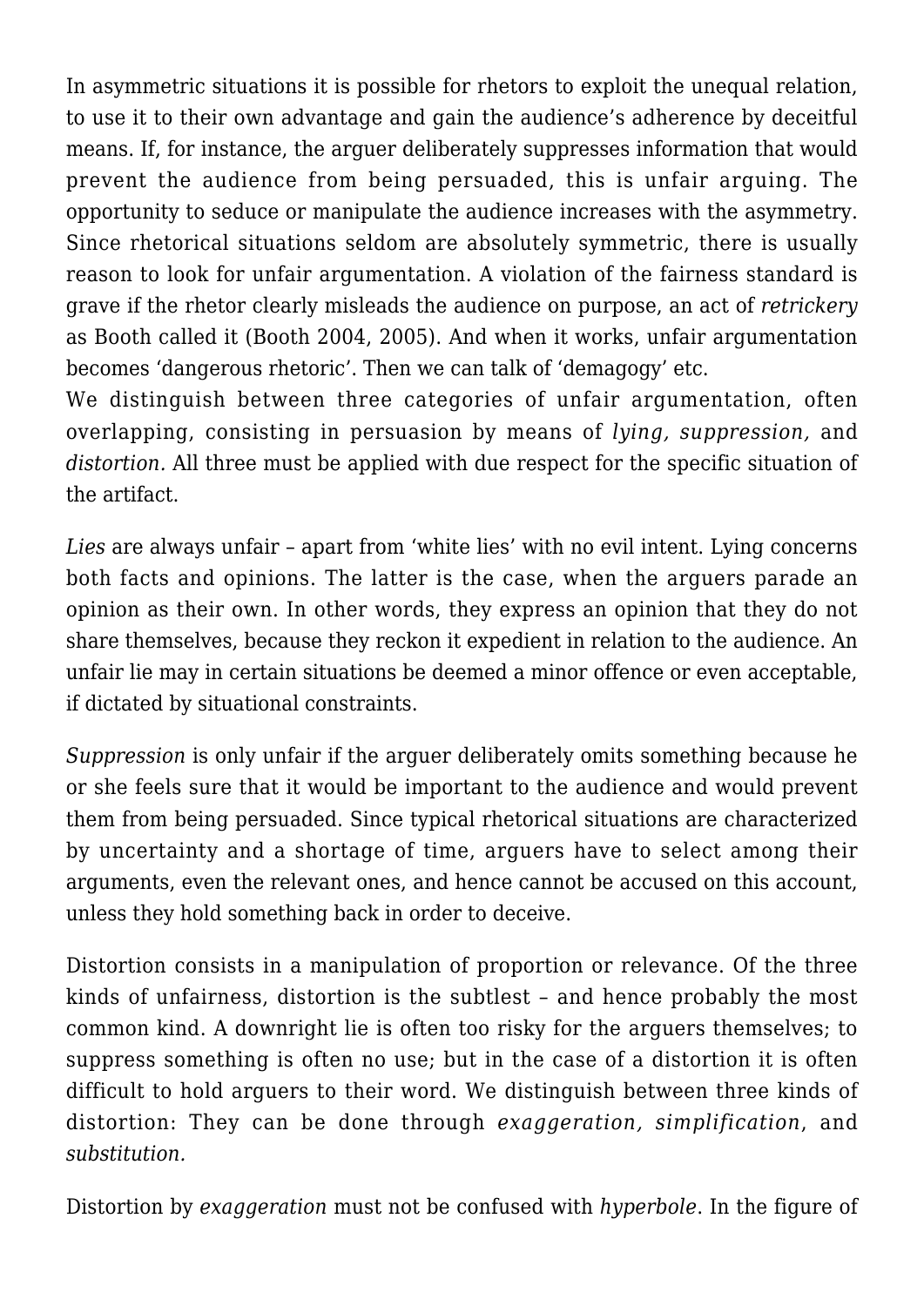In asymmetric situations it is possible for rhetors to exploit the unequal relation, to use it to their own advantage and gain the audience's adherence by deceitful means. If, for instance, the arguer deliberately suppresses information that would prevent the audience from being persuaded, this is unfair arguing. The opportunity to seduce or manipulate the audience increases with the asymmetry. Since rhetorical situations seldom are absolutely symmetric, there is usually reason to look for unfair argumentation. A violation of the fairness standard is grave if the rhetor clearly misleads the audience on purpose, an act of *retrickery* as Booth called it (Booth 2004, 2005). And when it works, unfair argumentation becomes 'dangerous rhetoric'. Then we can talk of 'demagogy' etc.

We distinguish between three categories of unfair argumentation, often overlapping, consisting in persuasion by means of *lying, suppression,* and *distortion.* All three must be applied with due respect for the specific situation of the artifact.

*Lies* are always unfair – apart from 'white lies' with no evil intent. Lying concerns both facts and opinions. The latter is the case, when the arguers parade an opinion as their own. In other words, they express an opinion that they do not share themselves, because they reckon it expedient in relation to the audience. An unfair lie may in certain situations be deemed a minor offence or even acceptable, if dictated by situational constraints.

*Suppression* is only unfair if the arguer deliberately omits something because he or she feels sure that it would be important to the audience and would prevent them from being persuaded. Since typical rhetorical situations are characterized by uncertainty and a shortage of time, arguers have to select among their arguments, even the relevant ones, and hence cannot be accused on this account, unless they hold something back in order to deceive.

Distortion consists in a manipulation of proportion or relevance. Of the three kinds of unfairness, distortion is the subtlest – and hence probably the most common kind. A downright lie is often too risky for the arguers themselves; to suppress something is often no use; but in the case of a distortion it is often difficult to hold arguers to their word. We distinguish between three kinds of distortion: They can be done through *exaggeration, simplification*, and *substitution.*

Distortion by *exaggeration* must not be confused with *hyperbole*. In the figure of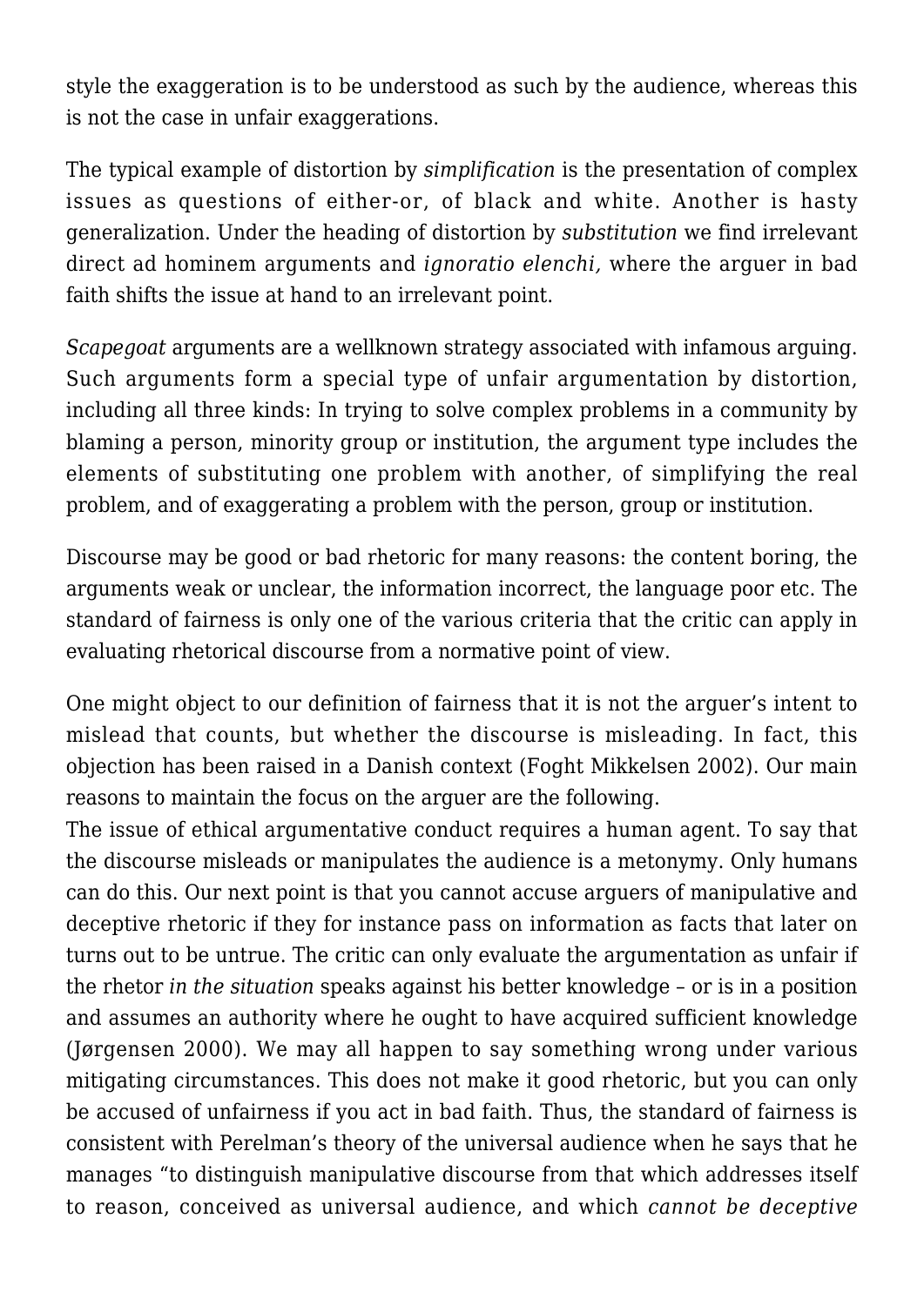style the exaggeration is to be understood as such by the audience, whereas this is not the case in unfair exaggerations.

The typical example of distortion by *simplification* is the presentation of complex issues as questions of either-or, of black and white. Another is hasty generalization. Under the heading of distortion by *substitution* we find irrelevant direct ad hominem arguments and *ignoratio elenchi,* where the arguer in bad faith shifts the issue at hand to an irrelevant point.

*Scapegoat* arguments are a wellknown strategy associated with infamous arguing. Such arguments form a special type of unfair argumentation by distortion, including all three kinds: In trying to solve complex problems in a community by blaming a person, minority group or institution, the argument type includes the elements of substituting one problem with another, of simplifying the real problem, and of exaggerating a problem with the person, group or institution.

Discourse may be good or bad rhetoric for many reasons: the content boring, the arguments weak or unclear, the information incorrect, the language poor etc. The standard of fairness is only one of the various criteria that the critic can apply in evaluating rhetorical discourse from a normative point of view.

One might object to our definition of fairness that it is not the arguer's intent to mislead that counts, but whether the discourse is misleading. In fact, this objection has been raised in a Danish context (Foght Mikkelsen 2002). Our main reasons to maintain the focus on the arguer are the following.

The issue of ethical argumentative conduct requires a human agent. To say that the discourse misleads or manipulates the audience is a metonymy. Only humans can do this. Our next point is that you cannot accuse arguers of manipulative and deceptive rhetoric if they for instance pass on information as facts that later on turns out to be untrue. The critic can only evaluate the argumentation as unfair if the rhetor *in the situation* speaks against his better knowledge – or is in a position and assumes an authority where he ought to have acquired sufficient knowledge (Jørgensen 2000). We may all happen to say something wrong under various mitigating circumstances. This does not make it good rhetoric, but you can only be accused of unfairness if you act in bad faith. Thus, the standard of fairness is consistent with Perelman's theory of the universal audience when he says that he manages "to distinguish manipulative discourse from that which addresses itself to reason, conceived as universal audience, and which *cannot be deceptive*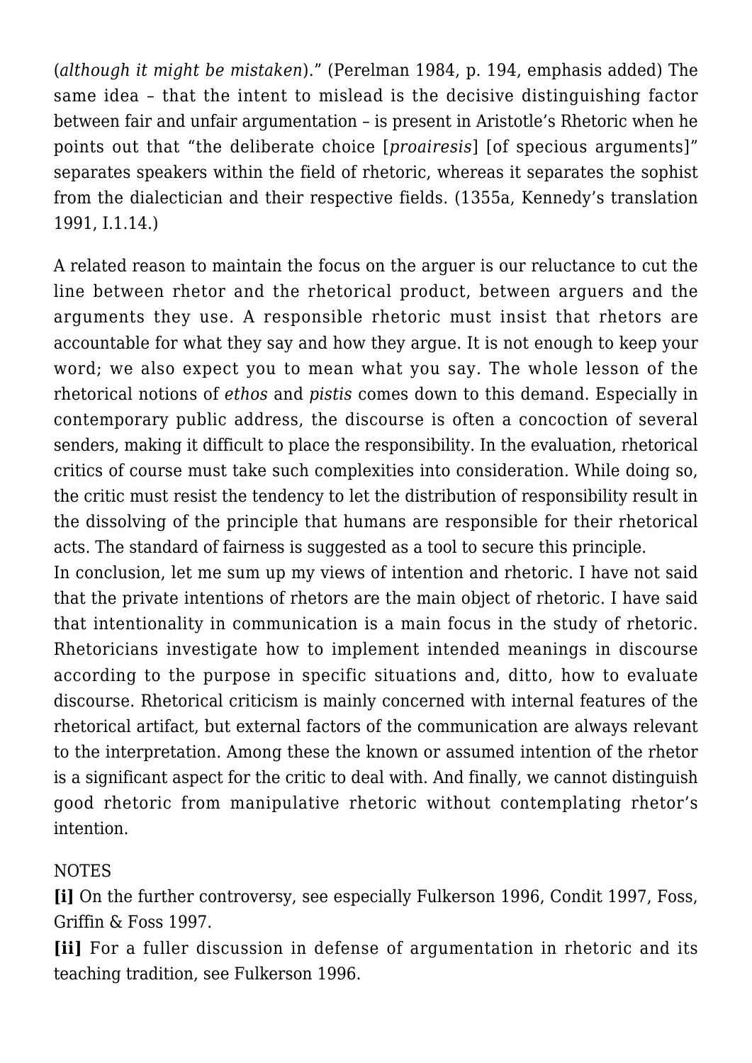(*although it might be mistaken*)." (Perelman 1984, p. 194, emphasis added) The same idea – that the intent to mislead is the decisive distinguishing factor between fair and unfair argumentation – is present in Aristotle's Rhetoric when he points out that "the deliberate choice [*proairesis*] [of specious arguments]" separates speakers within the field of rhetoric, whereas it separates the sophist from the dialectician and their respective fields. (1355a, Kennedy's translation 1991, I.1.14.)

A related reason to maintain the focus on the arguer is our reluctance to cut the line between rhetor and the rhetorical product, between arguers and the arguments they use. A responsible rhetoric must insist that rhetors are accountable for what they say and how they argue. It is not enough to keep your word; we also expect you to mean what you say. The whole lesson of the rhetorical notions of *ethos* and *pistis* comes down to this demand. Especially in contemporary public address, the discourse is often a concoction of several senders, making it difficult to place the responsibility. In the evaluation, rhetorical critics of course must take such complexities into consideration. While doing so, the critic must resist the tendency to let the distribution of responsibility result in the dissolving of the principle that humans are responsible for their rhetorical acts. The standard of fairness is suggested as a tool to secure this principle.

In conclusion, let me sum up my views of intention and rhetoric. I have not said that the private intentions of rhetors are the main object of rhetoric. I have said that intentionality in communication is a main focus in the study of rhetoric. Rhetoricians investigate how to implement intended meanings in discourse according to the purpose in specific situations and, ditto, how to evaluate discourse. Rhetorical criticism is mainly concerned with internal features of the rhetorical artifact, but external factors of the communication are always relevant to the interpretation. Among these the known or assumed intention of the rhetor is a significant aspect for the critic to deal with. And finally, we cannot distinguish good rhetoric from manipulative rhetoric without contemplating rhetor's intention.

NOTES

**[i]** On the further controversy, see especially Fulkerson 1996, Condit 1997, Foss, Griffin & Foss 1997.

**[ii]** For a fuller discussion in defense of argumentation in rhetoric and its teaching tradition, see Fulkerson 1996.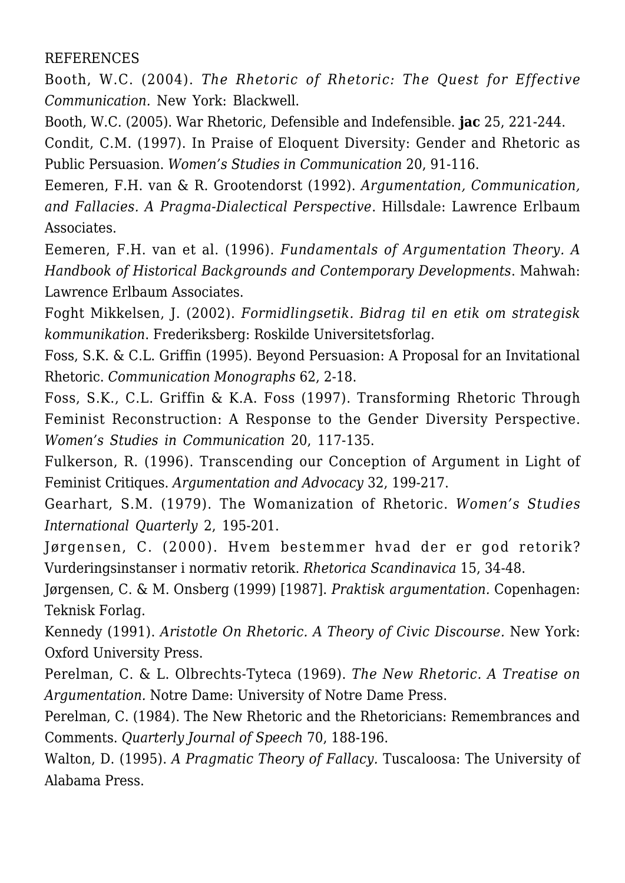REFERENCES

Booth, W.C. (2004). *The Rhetoric of Rhetoric: The Quest for Effective Communication.* New York: Blackwell.

Booth, W.C. (2005). War Rhetoric, Defensible and Indefensible. **jac** 25, 221-244.

Condit, C.M. (1997). In Praise of Eloquent Diversity: Gender and Rhetoric as Public Persuasion. *Women's Studies in Communication* 20, 91-116.

Eemeren, F.H. van & R. Grootendorst (1992). *Argumentation, Communication, and Fallacies. A Pragma-Dialectical Perspective*. Hillsdale: Lawrence Erlbaum Associates.

Eemeren, F.H. van et al. (1996). *Fundamentals of Argumentation Theory. A Handbook of Historical Backgrounds and Contemporary Developments*. Mahwah: Lawrence Erlbaum Associates.

Foght Mikkelsen, J. (2002). *Formidlingsetik. Bidrag til en etik om strategisk kommunikation*. Frederiksberg: Roskilde Universitetsforlag.

Foss, S.K. & C.L. Griffin (1995). Beyond Persuasion: A Proposal for an Invitational Rhetoric. *Communication Monographs* 62, 2-18.

Foss, S.K., C.L. Griffin & K.A. Foss (1997). Transforming Rhetoric Through Feminist Reconstruction: A Response to the Gender Diversity Perspective. *Women's Studies in Communication* 20, 117-135.

Fulkerson, R. (1996). Transcending our Conception of Argument in Light of Feminist Critiques. *Argumentation and Advocacy* 32, 199-217.

Gearhart, S.M. (1979). The Womanization of Rhetoric. *Women's Studies International Quarterly* 2, 195-201.

Jørgensen, C. (2000). Hvem bestemmer hvad der er god retorik? Vurderingsinstanser i normativ retorik. *Rhetorica Scandinavica* 15, 34-48.

Jørgensen, C. & M. Onsberg (1999) [1987]. *Praktisk argumentation.* Copenhagen: Teknisk Forlag.

Kennedy (1991). *Aristotle On Rhetoric. A Theory of Civic Discourse.* New York: Oxford University Press.

Perelman, C. & L. Olbrechts-Tyteca (1969). *The New Rhetoric. A Treatise on Argumentation.* Notre Dame: University of Notre Dame Press.

Perelman, C. (1984). The New Rhetoric and the Rhetoricians: Remembrances and Comments. *Quarterly Journal of Speech* 70, 188-196.

Walton, D. (1995). *A Pragmatic Theory of Fallacy.* Tuscaloosa: The University of Alabama Press.